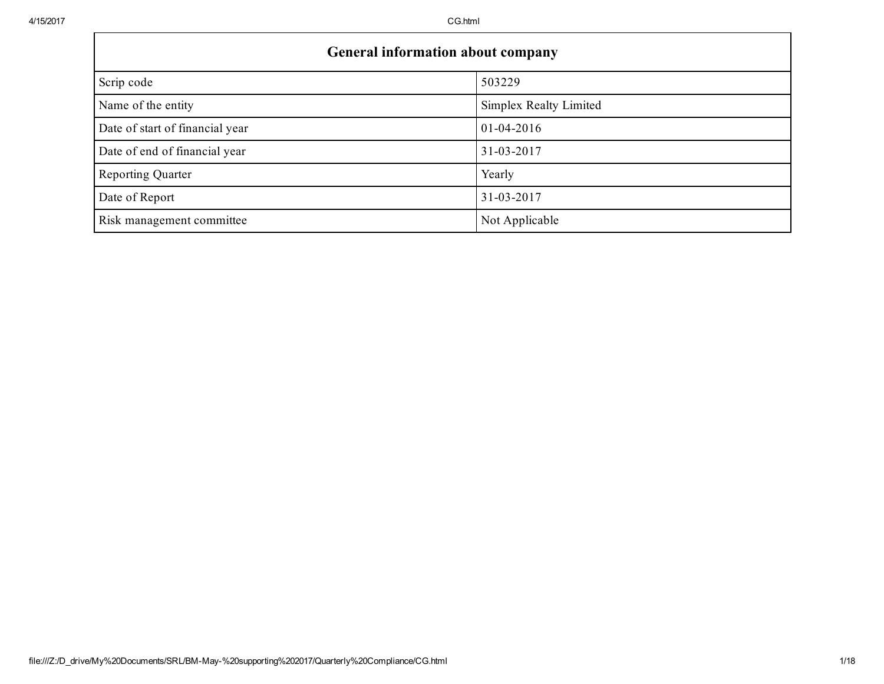| General information about company | |
| --- | --- |
| Scrip code | 503229 |
| Name of the entity | Simplex Realty Limited |
| Date of start of financial year | 01-04-2016 |
| Date of end of financial year | 31-03-2017 |
| Reporting Quarter | Yearly |
| Date of Report | 31-03-2017 |
| Risk management committee | Not Applicable |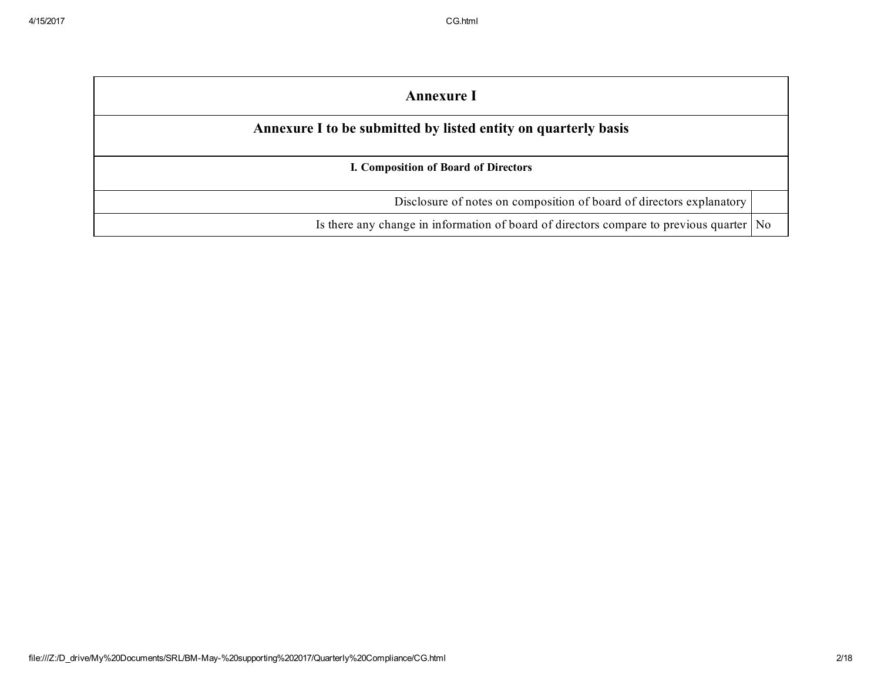| Annexure I | |
|---|---|
| **Annexure I to be submitted by listed entity on quarterly basis** | |
| **I. Composition of Board of Directors** | |
| Disclosure of notes on composition of board of directors explanatory | |
| Is there any change in information of board of directors compare to previous quarter | No |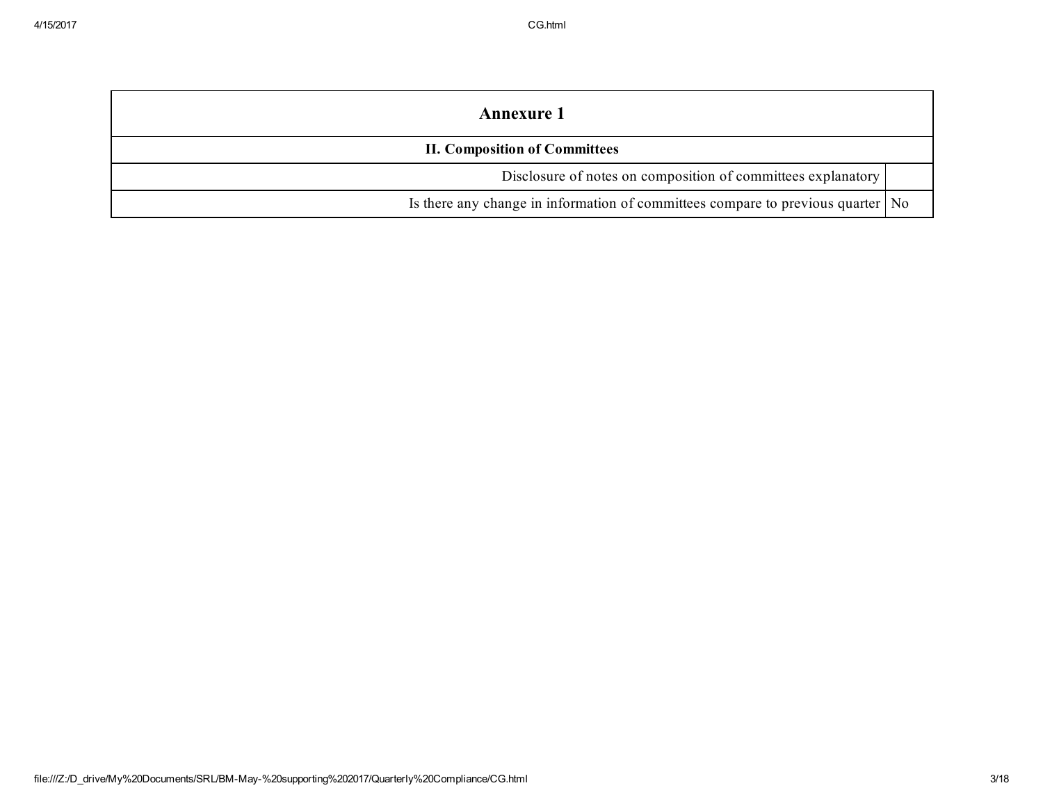| Annexure 1 | |
|---|---|
| **II. Composition of Committees** | |
| Disclosure of notes on composition of committees explanatory | |
| Is there any change in information of committees compare to previous quarter | No |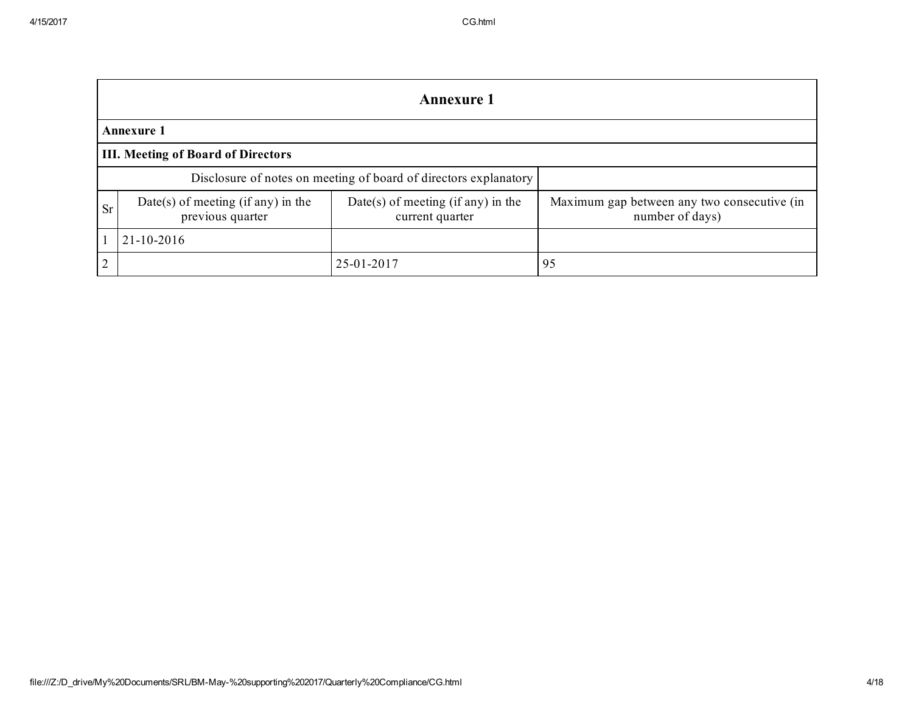## Annexure 1

**Annexure 1**

**III. Meeting of Board of Directors**

| Disclosure of notes on meeting of board of directors explanatory | | | |
|---|---|---|---|
| **Sr** | **Date(s) of meeting (if any) in the previous quarter** | **Date(s) of meeting (if any) in the current quarter** | **Maximum gap between any two consecutive (in number of days)** |
| 1 | 21-10-2016 | | |
| 2 | | 25-01-2017 | 95 |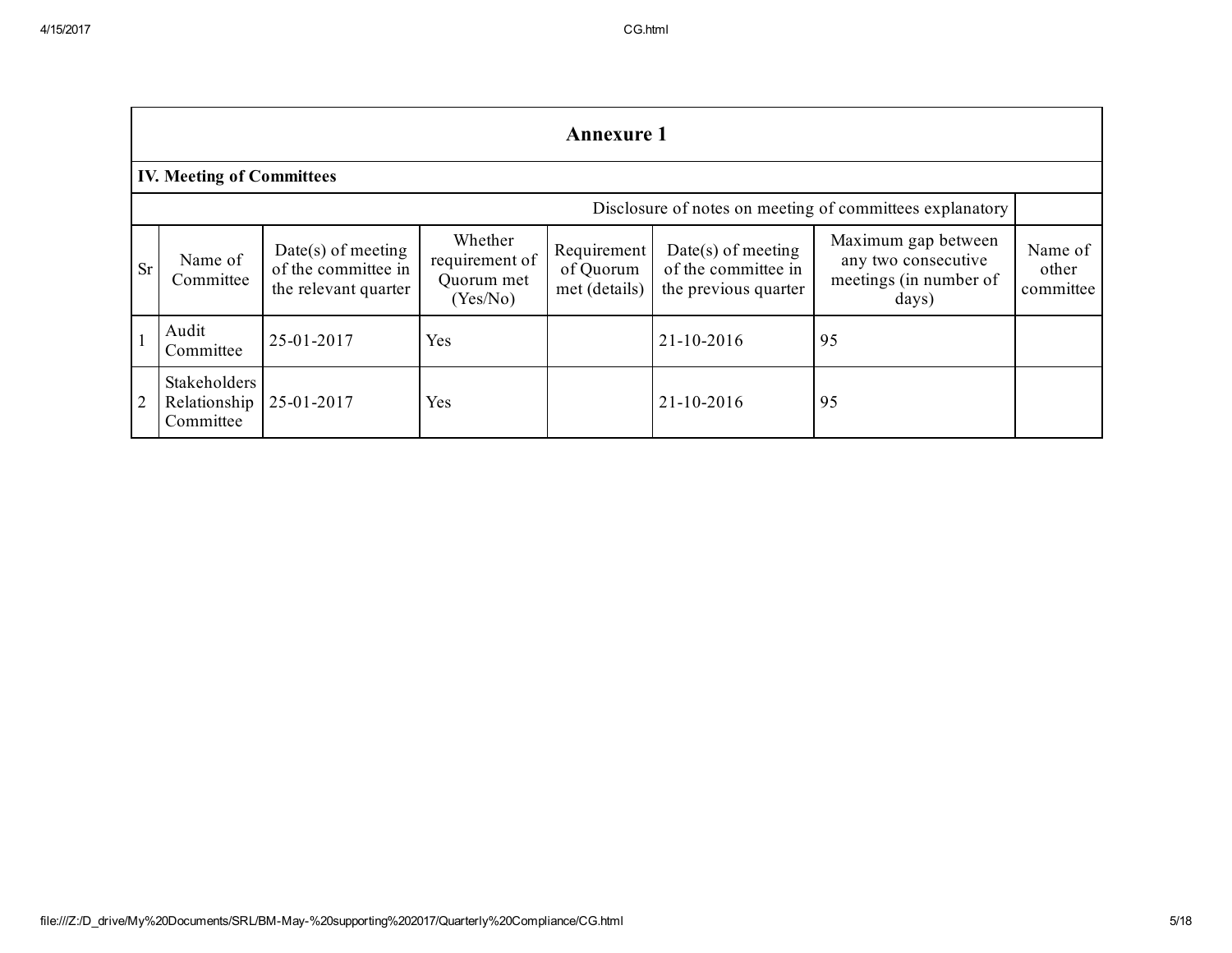## Annexure 1

### IV. Meeting of Committees

| Disclosure of notes on meeting of committees explanatory | | | | | | | |
|---|---|---|---|---|---|---|---|
| Sr | Name of Committee | Date(s) of meeting of the committee in the relevant quarter | Whether requirement of Quorum met (Yes/No) | Requirement of Quorum met (details) | Date(s) of meeting of the committee in the previous quarter | Maximum gap between any two consecutive meetings (in number of days) | Name of other committee |
| 1 | Audit Committee | 25-01-2017 | Yes | | 21-10-2016 | 95 | |
| 2 | Stakeholders Relationship Committee | 25-01-2017 | Yes | | 21-10-2016 | 95 | |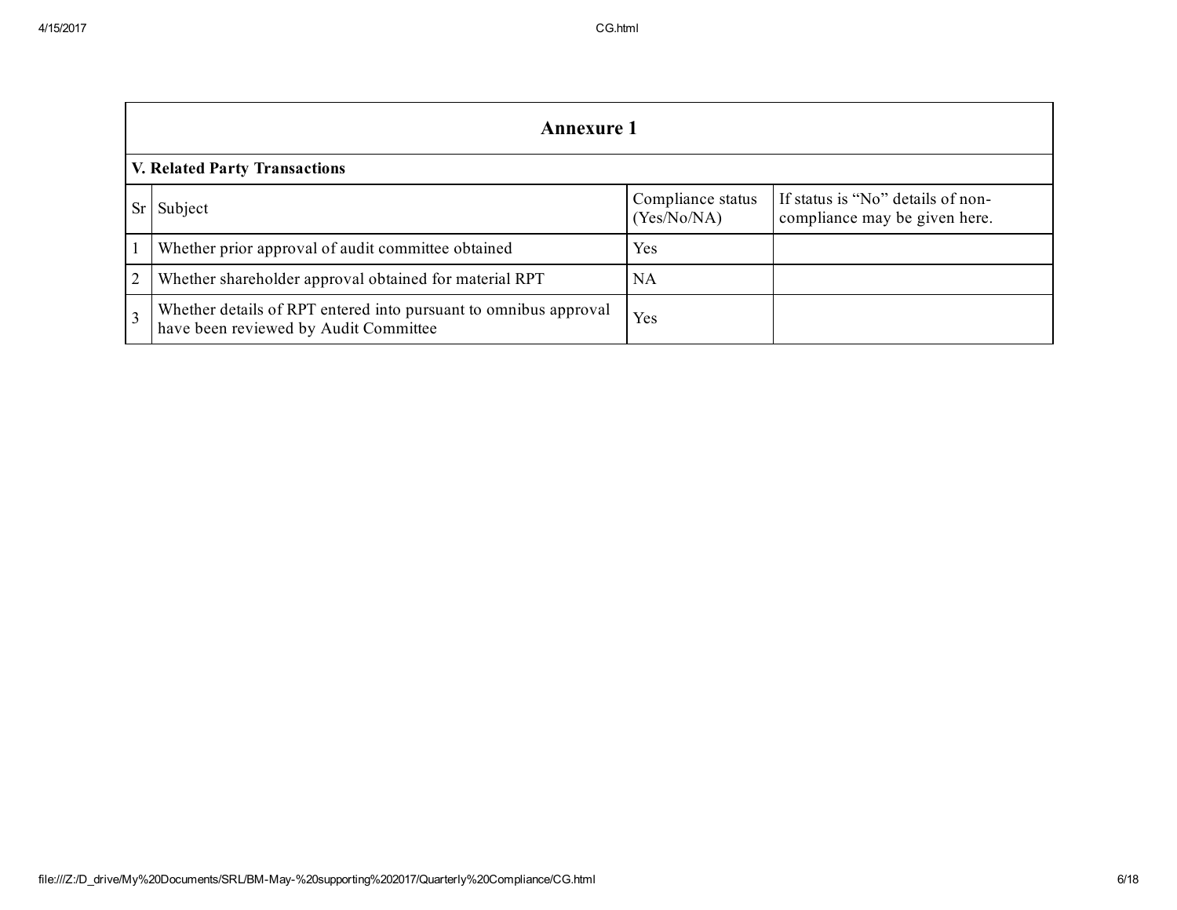## Annexure 1

### V. Related Party Transactions

| Sr | Subject | Compliance status (Yes/No/NA) | If status is "No" details of non-compliance may be given here. |
|---|---|---|---|
| 1 | Whether prior approval of audit committee obtained | Yes | |
| 2 | Whether shareholder approval obtained for material RPT | NA | |
| 3 | Whether details of RPT entered into pursuant to omnibus approval have been reviewed by Audit Committee | Yes | |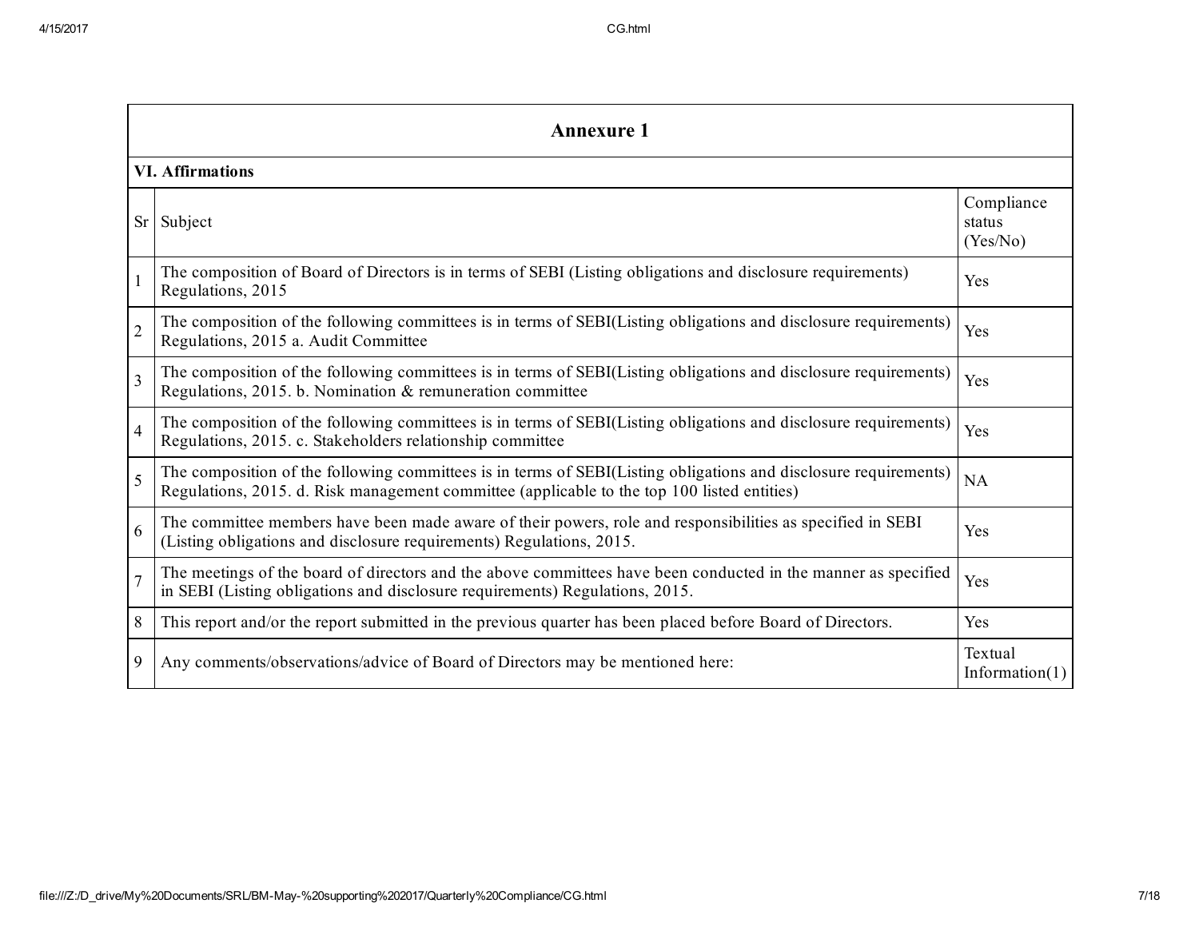## Annexure 1

### VI. Affirmations

| Sr | Subject | Compliance status (Yes/No) |
|---|---|---|
| 1 | The composition of Board of Directors is in terms of SEBI (Listing obligations and disclosure requirements) Regulations, 2015 | Yes |
| 2 | The composition of the following committees is in terms of SEBI(Listing obligations and disclosure requirements) Regulations, 2015 a. Audit Committee | Yes |
| 3 | The composition of the following committees is in terms of SEBI(Listing obligations and disclosure requirements) Regulations, 2015. b. Nomination & remuneration committee | Yes |
| 4 | The composition of the following committees is in terms of SEBI(Listing obligations and disclosure requirements) Regulations, 2015. c. Stakeholders relationship committee | Yes |
| 5 | The composition of the following committees is in terms of SEBI(Listing obligations and disclosure requirements) Regulations, 2015. d. Risk management committee (applicable to the top 100 listed entities) | NA |
| 6 | The committee members have been made aware of their powers, role and responsibilities as specified in SEBI (Listing obligations and disclosure requirements) Regulations, 2015. | Yes |
| 7 | The meetings of the board of directors and the above committees have been conducted in the manner as specified in SEBI (Listing obligations and disclosure requirements) Regulations, 2015. | Yes |
| 8 | This report and/or the report submitted in the previous quarter has been placed before Board of Directors. | Yes |
| 9 | Any comments/observations/advice of Board of Directors may be mentioned here: | Textual Information(1) |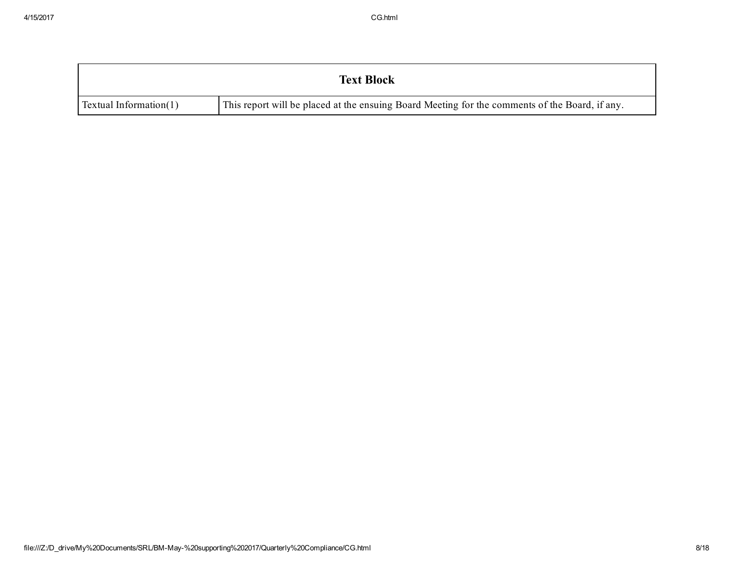| Text Block | |
|---|---|
| Textual Information(1) | This report will be placed at the ensuing Board Meeting for the comments of the Board, if any. |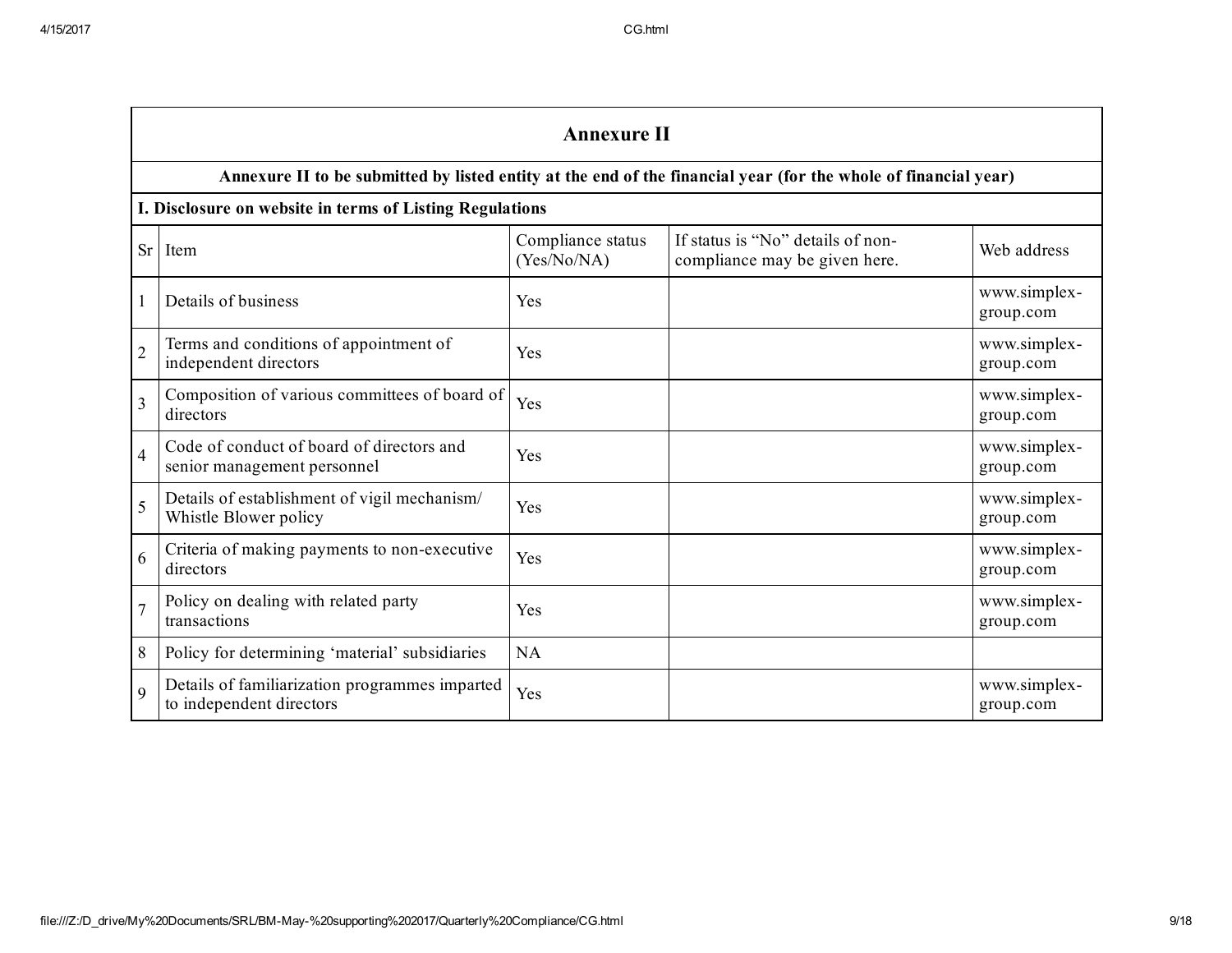## Annexure II

**Annexure II to be submitted by listed entity at the end of the financial year (for the whole of financial year)**

**I. Disclosure on website in terms of Listing Regulations**

| Sr | Item | Compliance status (Yes/No/NA) | If status is “No” details of non-compliance may be given here. | Web address |
|---|---|---|---|---|
| 1 | Details of business | Yes | | www.simplex-group.com |
| 2 | Terms and conditions of appointment of independent directors | Yes | | www.simplex-group.com |
| 3 | Composition of various committees of board of directors | Yes | | www.simplex-group.com |
| 4 | Code of conduct of board of directors and senior management personnel | Yes | | www.simplex-group.com |
| 5 | Details of establishment of vigil mechanism/ Whistle Blower policy | Yes | | www.simplex-group.com |
| 6 | Criteria of making payments to non-executive directors | Yes | | www.simplex-group.com |
| 7 | Policy on dealing with related party transactions | Yes | | www.simplex-group.com |
| 8 | Policy for determining ‘material’ subsidiaries | NA | | |
| 9 | Details of familiarization programmes imparted to independent directors | Yes | | www.simplex-group.com |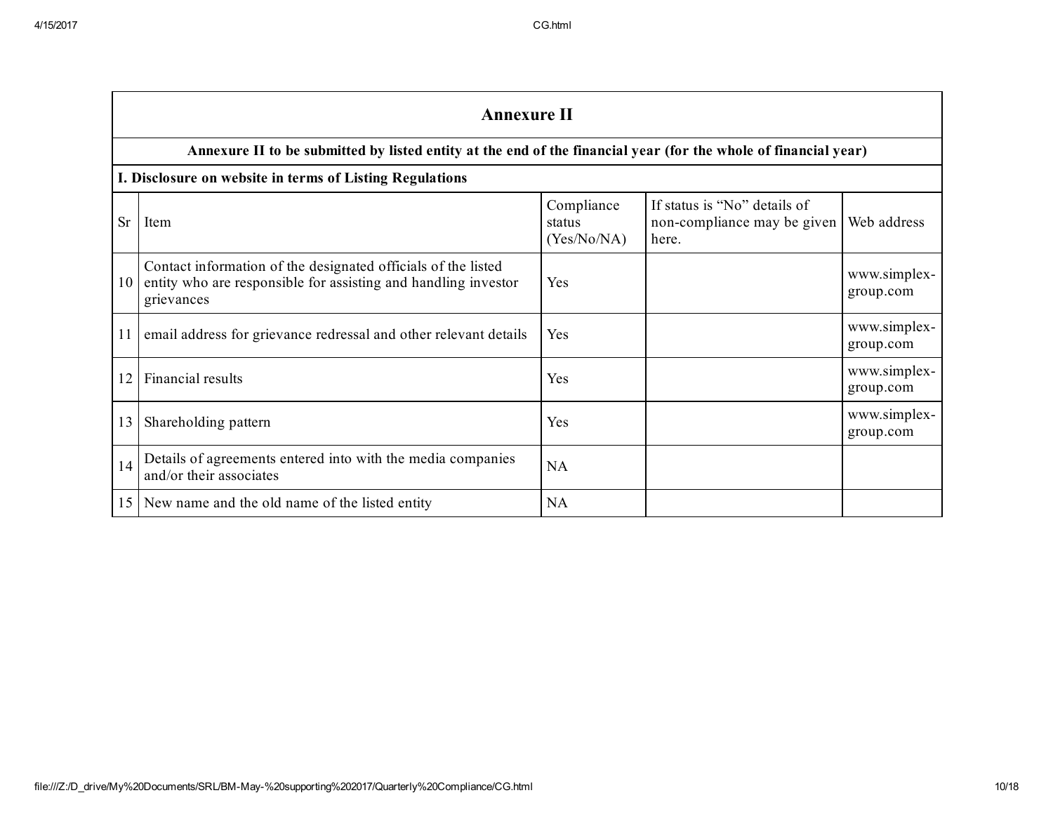## Annexure II

**Annexure II to be submitted by listed entity at the end of the financial year (for the whole of financial year)**

**I. Disclosure on website in terms of Listing Regulations**

| Sr | Item | Compliance status (Yes/No/NA) | If status is "No" details of non-compliance may be given here. | Web address |
|---|---|---|---|---|
| 10 | Contact information of the designated officials of the listed entity who are responsible for assisting and handling investor grievances | Yes | | www.simplex-group.com |
| 11 | email address for grievance redressal and other relevant details | Yes | | www.simplex-group.com |
| 12 | Financial results | Yes | | www.simplex-group.com |
| 13 | Shareholding pattern | Yes | | www.simplex-group.com |
| 14 | Details of agreements entered into with the media companies and/or their associates | NA | | |
| 15 | New name and the old name of the listed entity | NA | | |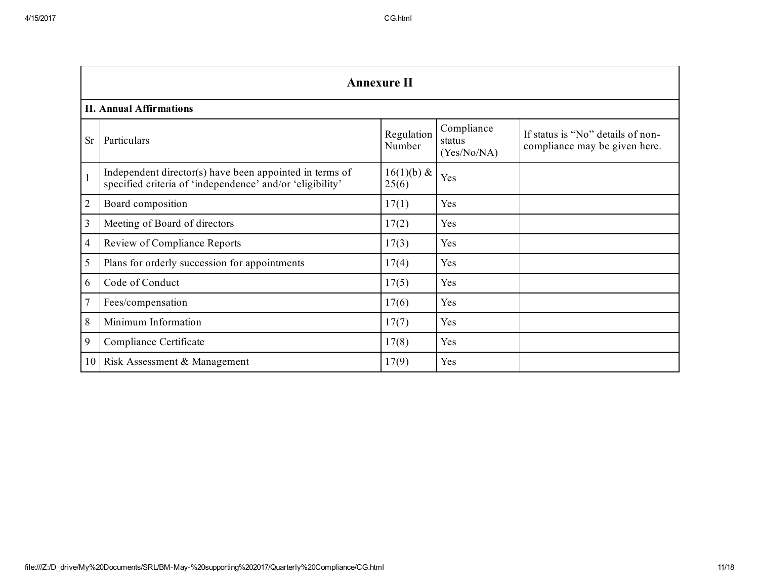## Annexure II

**II. Annual Affirmations**

| Sr | Particulars | Regulation Number | Compliance status (Yes/No/NA) | If status is "No" details of non-compliance may be given here. |
|---|---|---|---|---|
| 1 | Independent director(s) have been appointed in terms of specified criteria of 'independence' and/or 'eligibility' | 16(1)(b) & 25(6) | Yes | |
| 2 | Board composition | 17(1) | Yes | |
| 3 | Meeting of Board of directors | 17(2) | Yes | |
| 4 | Review of Compliance Reports | 17(3) | Yes | |
| 5 | Plans for orderly succession for appointments | 17(4) | Yes | |
| 6 | Code of Conduct | 17(5) | Yes | |
| 7 | Fees/compensation | 17(6) | Yes | |
| 8 | Minimum Information | 17(7) | Yes | |
| 9 | Compliance Certificate | 17(8) | Yes | |
| 10 | Risk Assessment & Management | 17(9) | Yes | |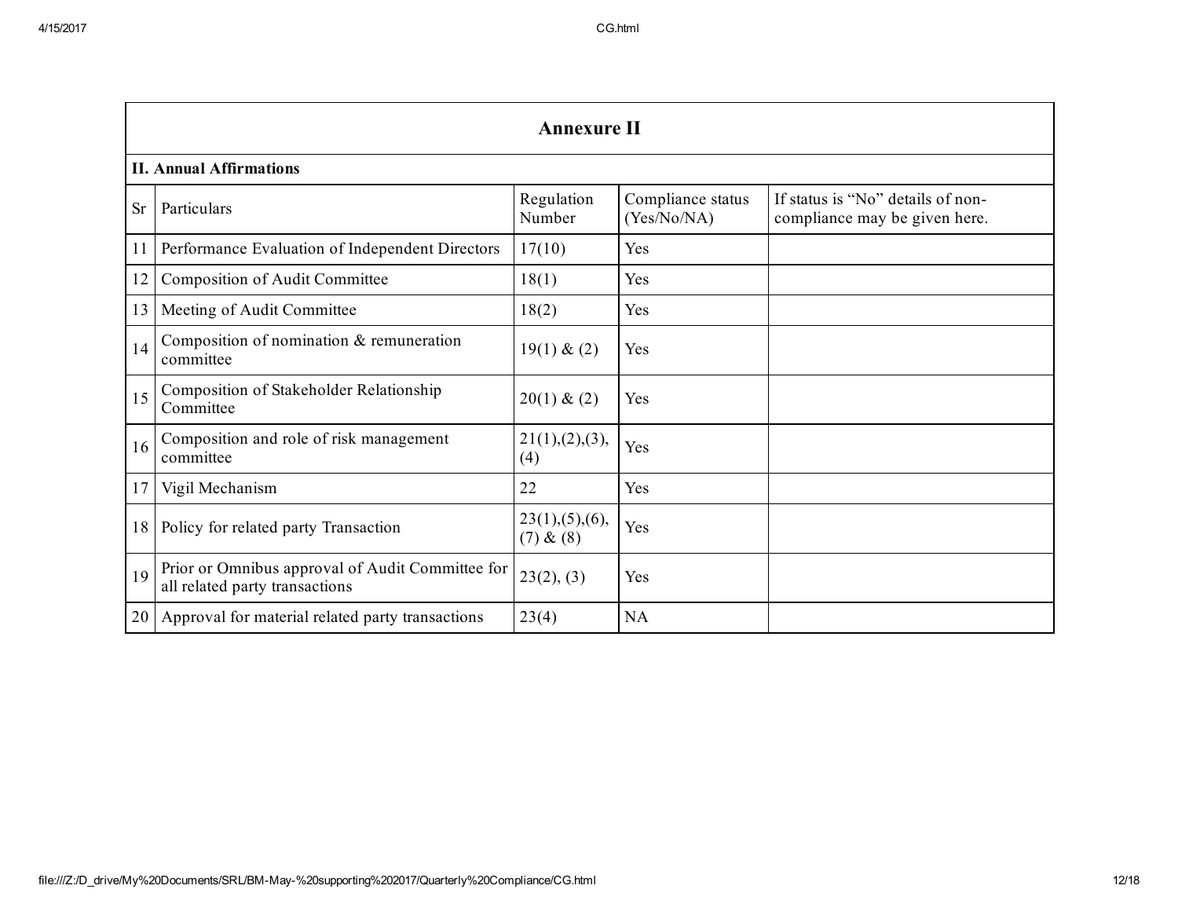## Annexure II

**II. Annual Affirmations**

| Sr | Particulars | Regulation Number | Compliance status (Yes/No/NA) | If status is "No" details of non-compliance may be given here. |
|---|---|---|---|---|
| 11 | Performance Evaluation of Independent Directors | 17(10) | Yes | |
| 12 | Composition of Audit Committee | 18(1) | Yes | |
| 13 | Meeting of Audit Committee | 18(2) | Yes | |
| 14 | Composition of nomination & remuneration committee | 19(1) & (2) | Yes | |
| 15 | Composition of Stakeholder Relationship Committee | 20(1) & (2) | Yes | |
| 16 | Composition and role of risk management committee | 21(1),(2),(3),(4) | Yes | |
| 17 | Vigil Mechanism | 22 | Yes | |
| 18 | Policy for related party Transaction | 23(1),(5),(6),(7) & (8) | Yes | |
| 19 | Prior or Omnibus approval of Audit Committee for all related party transactions | 23(2), (3) | Yes | |
| 20 | Approval for material related party transactions | 23(4) | NA | |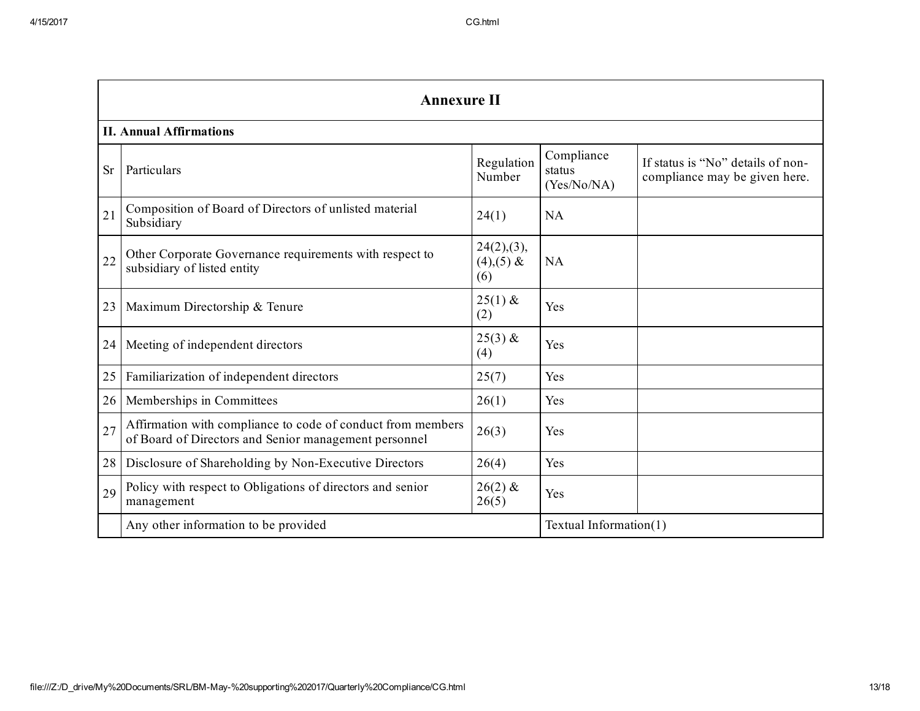## Annexure II

**II. Annual Affirmations**

| Sr | Particulars | Regulation Number | Compliance status (Yes/No/NA) | If status is "No" details of non-compliance may be given here. |
|---|---|---|---|---|
| 21 | Composition of Board of Directors of unlisted material Subsidiary | 24(1) | NA | |
| 22 | Other Corporate Governance requirements with respect to subsidiary of listed entity | 24(2),(3), (4),(5) & (6) | NA | |
| 23 | Maximum Directorship & Tenure | 25(1) & (2) | Yes | |
| 24 | Meeting of independent directors | 25(3) & (4) | Yes | |
| 25 | Familiarization of independent directors | 25(7) | Yes | |
| 26 | Memberships in Committees | 26(1) | Yes | |
| 27 | Affirmation with compliance to code of conduct from members of Board of Directors and Senior management personnel | 26(3) | Yes | |
| 28 | Disclosure of Shareholding by Non-Executive Directors | 26(4) | Yes | |
| 29 | Policy with respect to Obligations of directors and senior management | 26(2) & 26(5) | Yes | |
| | Any other information to be provided | | Textual Information(1) | |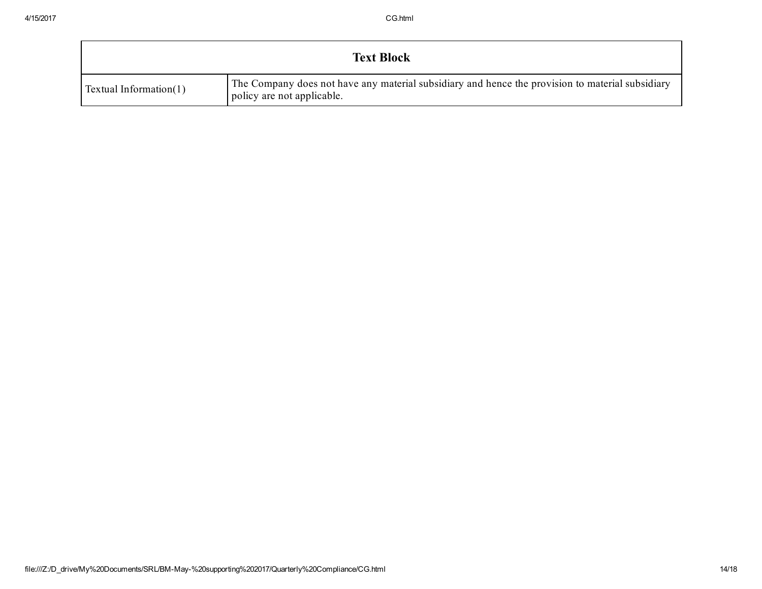| Text Block | |
|---|---|
| Textual Information(1) | The Company does not have any material subsidiary and hence the provision to material subsidiary policy are not applicable. |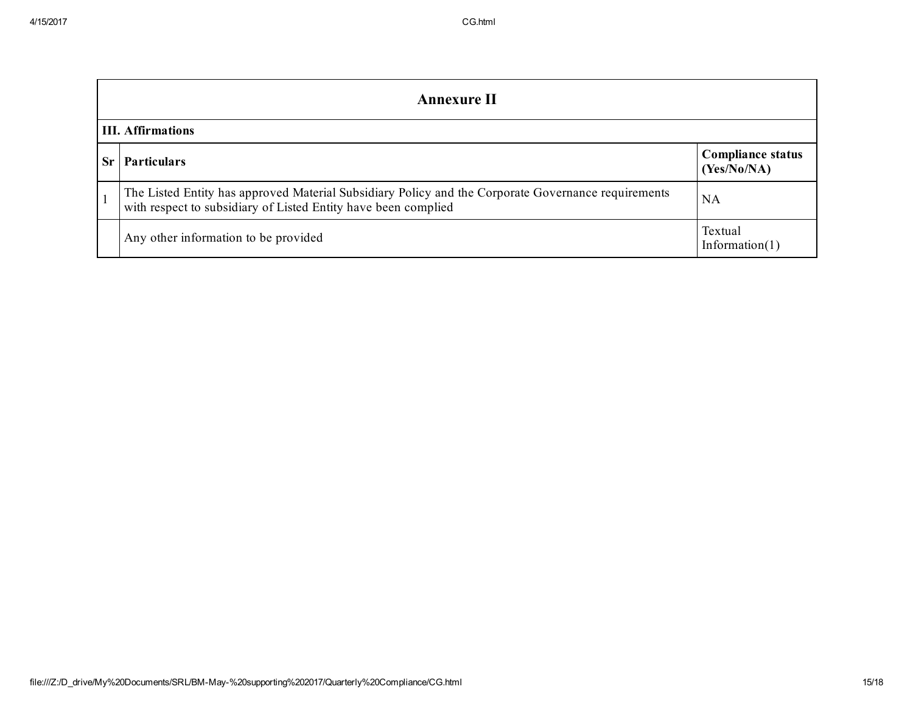| Annexure II | | |
|---|---|---|
| **III. Affirmations** | | |
| **Sr** | **Particulars** | **Compliance status (Yes/No/NA)** |
| 1 | The Listed Entity has approved Material Subsidiary Policy and the Corporate Governance requirements with respect to subsidiary of Listed Entity have been complied | NA |
| | Any other information to be provided | Textual Information(1) |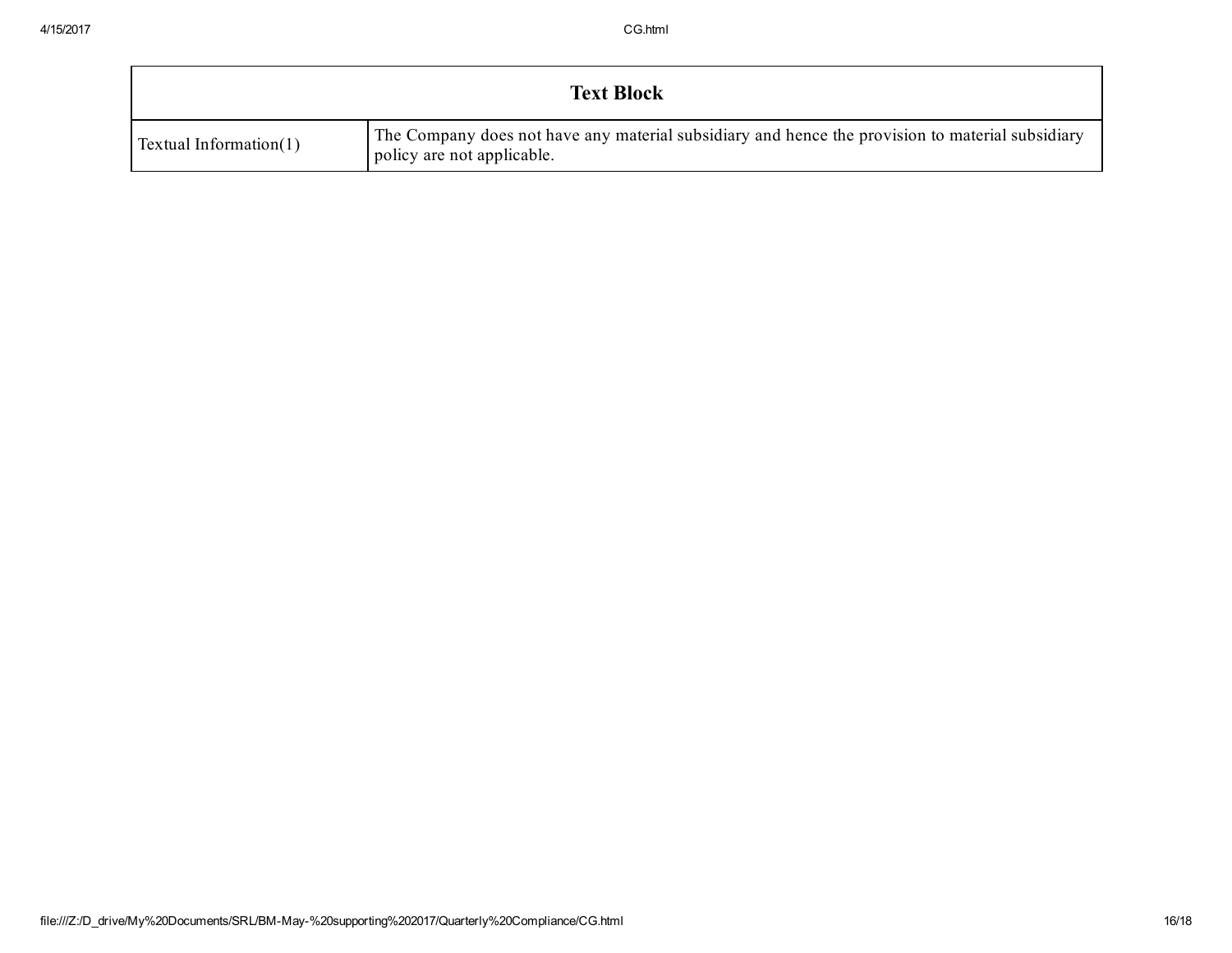| Text Block | |
|---|---|
| Textual Information(1) | The Company does not have any material subsidiary and hence the provision to material subsidiary policy are not applicable. |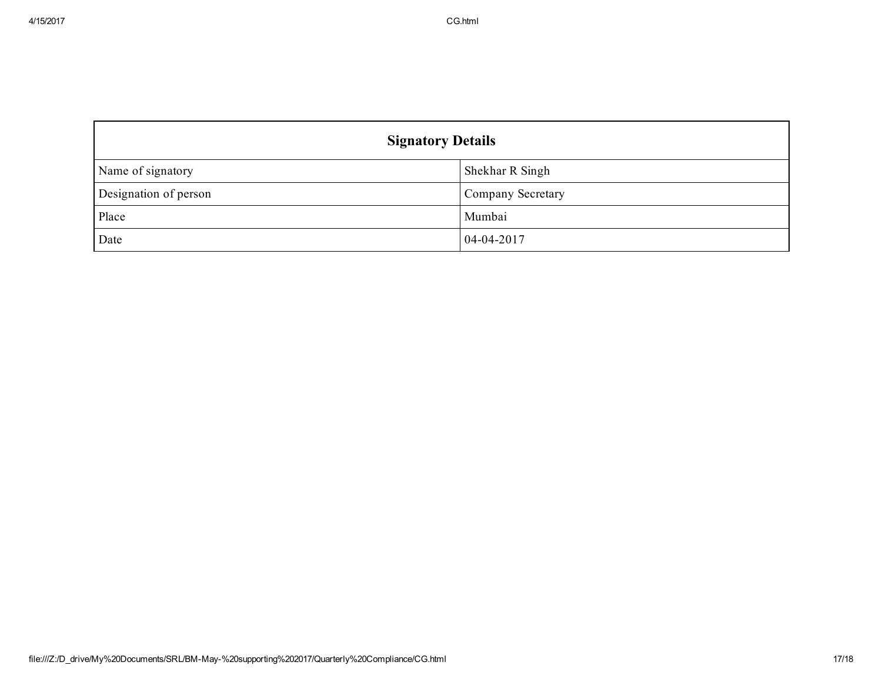| Signatory Details | |
|---|---|
| Name of signatory | Shekhar R Singh |
| Designation of person | Company Secretary |
| Place | Mumbai |
| Date | 04-04-2017 |